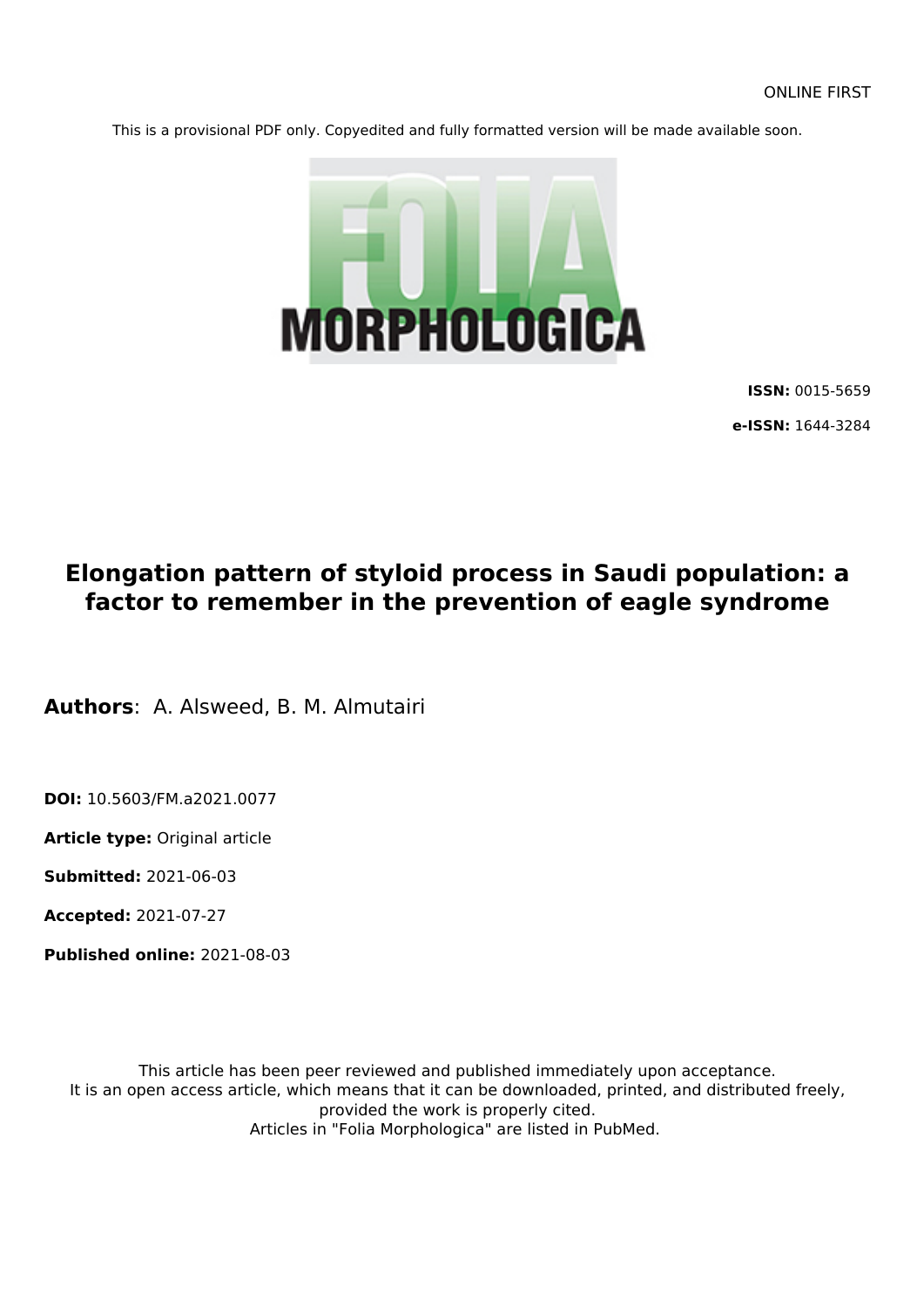ONLINE FIRST

This is a provisional PDF only. Copyedited and fully formatted version will be made available soon.

FOLIA MORPHOLOGICA

**ISSN:** 0015-5659

**e-ISSN:** 1644-3284

# Elongation pattern of styloid process in Saudi population: a factor to remember in the prevention of eagle syndrome

**Authors**: A. Alsweed, B. M. Almutairi

**DOI:** 10.5603/FM.a2021.0077

**Article type:** Original article

**Submitted:** 2021-06-03

**Accepted:** 2021-07-27

**Published online:** 2021-08-03

This article has been peer reviewed and published immediately upon acceptance.
It is an open access article, which means that it can be downloaded, printed, and distributed freely, provided the work is properly cited.
Articles in "Folia Morphologica" are listed in PubMed.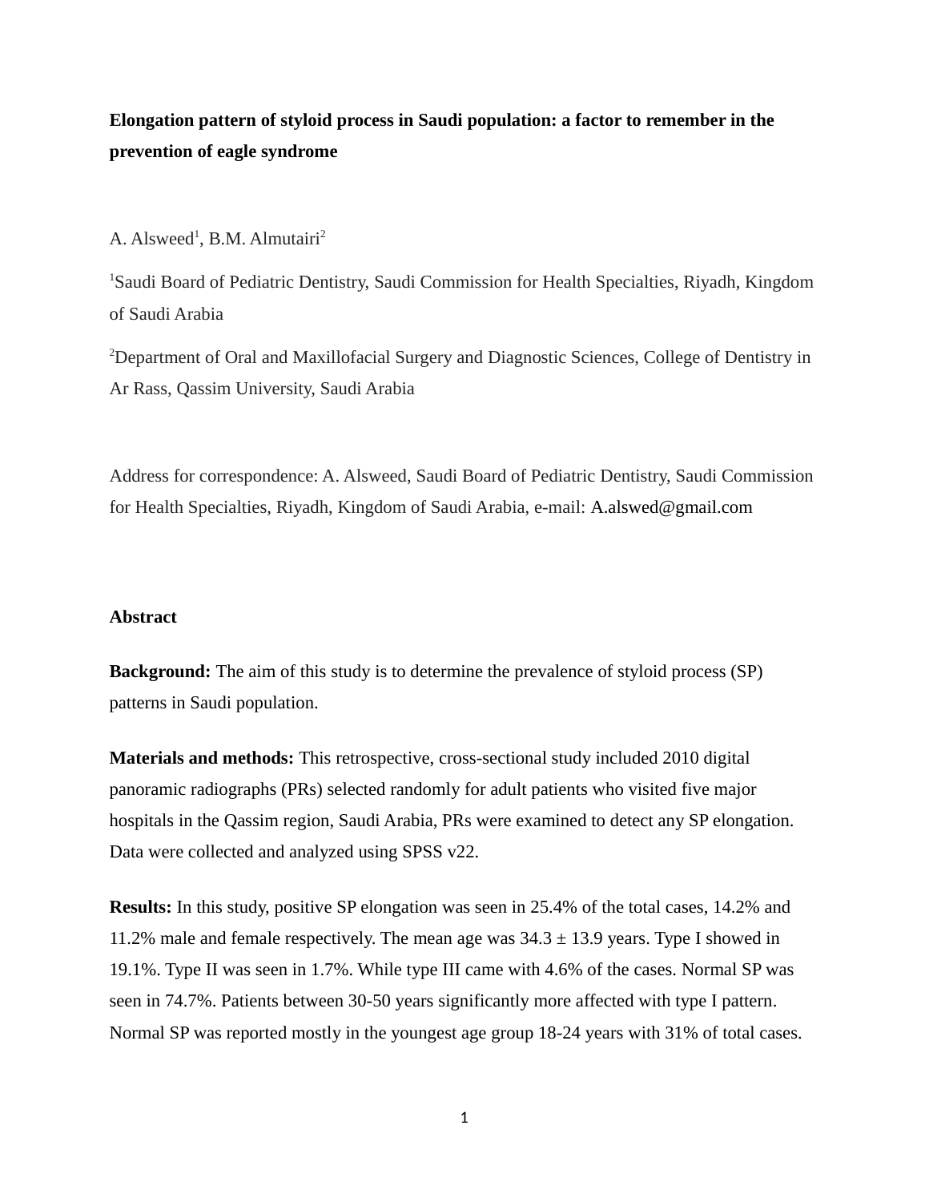**Elongation pattern of styloid process in Saudi population: a factor to remember in the prevention of eagle syndrome**

A. Alsweed[1], B.M. Almutairi[2]

[1]Saudi Board of Pediatric Dentistry, Saudi Commission for Health Specialties, Riyadh, Kingdom of Saudi Arabia

[2]Department of Oral and Maxillofacial Surgery and Diagnostic Sciences, College of Dentistry in Ar Rass, Qassim University, Saudi Arabia

Address for correspondence: A. Alsweed, Saudi Board of Pediatric Dentistry, Saudi Commission for Health Specialties, Riyadh, Kingdom of Saudi Arabia, e-mail: A.alswed@gmail.com

## Abstract

**Background:** The aim of this study is to determine the prevalence of styloid process (SP) patterns in Saudi population.

**Materials and methods:** This retrospective, cross-sectional study included 2010 digital panoramic radiographs (PRs) selected randomly for adult patients who visited five major hospitals in the Qassim region, Saudi Arabia, PRs were examined to detect any SP elongation. Data were collected and analyzed using SPSS v22.

**Results:** In this study, positive SP elongation was seen in 25.4% of the total cases, 14.2% and 11.2% male and female respectively. The mean age was 34.3 ± 13.9 years. Type I showed in 19.1%. Type II was seen in 1.7%. While type III came with 4.6% of the cases. Normal SP was seen in 74.7%. Patients between 30-50 years significantly more affected with type I pattern. Normal SP was reported mostly in the youngest age group 18-24 years with 31% of total cases.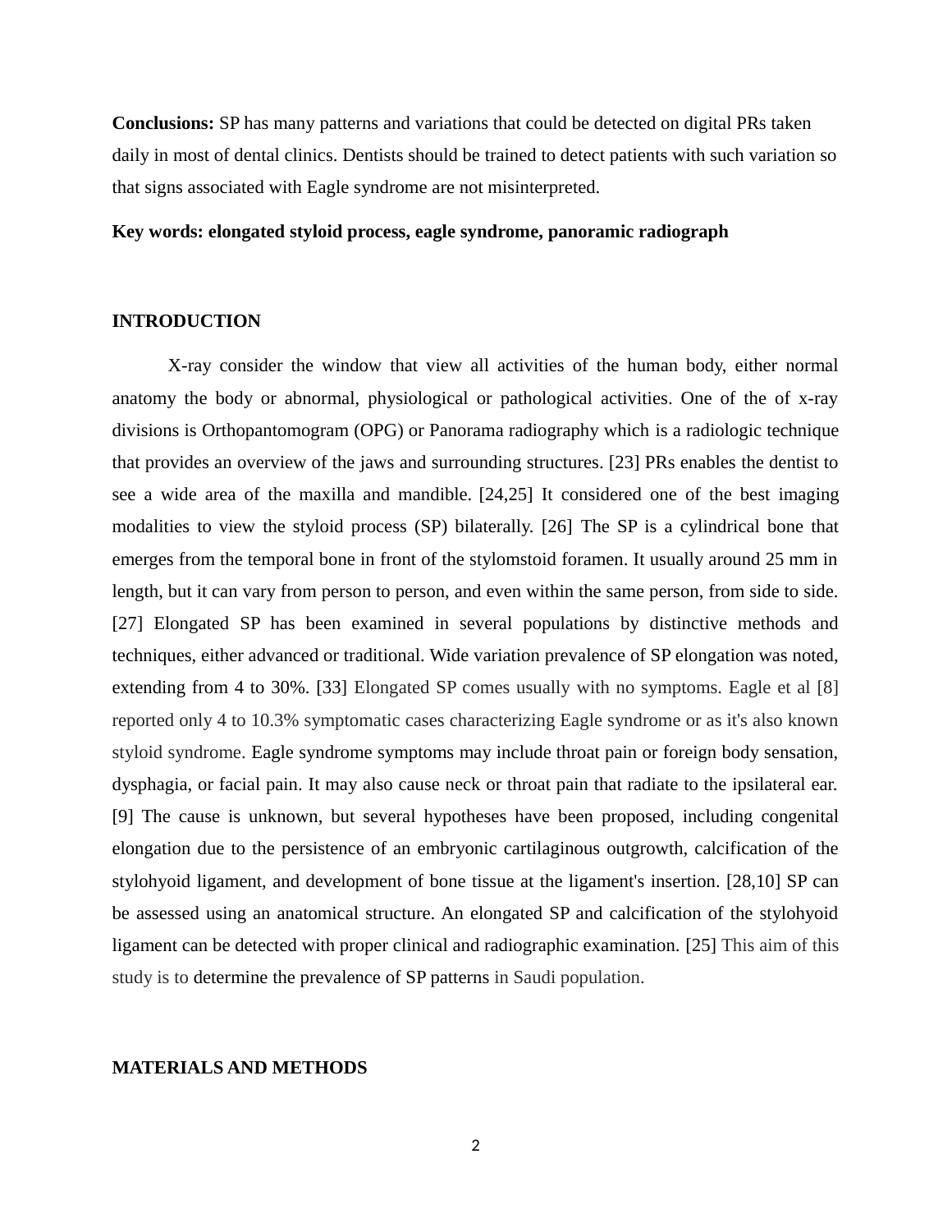**Conclusions:** SP has many patterns and variations that could be detected on digital PRs taken daily in most of dental clinics. Dentists should be trained to detect patients with such variation so that signs associated with Eagle syndrome are not misinterpreted.

**Key words: elongated styloid process, eagle syndrome, panoramic radiograph**

## INTRODUCTION

X-ray consider the window that view all activities of the human body, either normal anatomy the body or abnormal, physiological or pathological activities. One of the of x-ray divisions is Orthopantomogram (OPG) or Panorama radiography which is a radiologic technique that provides an overview of the jaws and surrounding structures. [23] PRs enables the dentist to see a wide area of the maxilla and mandible. [24,25] It considered one of the best imaging modalities to view the styloid process (SP) bilaterally. [26] The SP is a cylindrical bone that emerges from the temporal bone in front of the stylomstoid foramen. It usually around 25 mm in length, but it can vary from person to person, and even within the same person, from side to side. [27] Elongated SP has been examined in several populations by distinctive methods and techniques, either advanced or traditional. Wide variation prevalence of SP elongation was noted, extending from 4 to 30%. [33] Elongated SP comes usually with no symptoms. Eagle et al [8] reported only 4 to 10.3% symptomatic cases characterizing Eagle syndrome or as it's also known styloid syndrome. Eagle syndrome symptoms may include throat pain or foreign body sensation, dysphagia, or facial pain. It may also cause neck or throat pain that radiate to the ipsilateral ear. [9] The cause is unknown, but several hypotheses have been proposed, including congenital elongation due to the persistence of an embryonic cartilaginous outgrowth, calcification of the stylohyoid ligament, and development of bone tissue at the ligament's insertion. [28,10] SP can be assessed using an anatomical structure. An elongated SP and calcification of the stylohyoid ligament can be detected with proper clinical and radiographic examination. [25] This aim of this study is to determine the prevalence of SP patterns in Saudi population.

## MATERIALS AND METHODS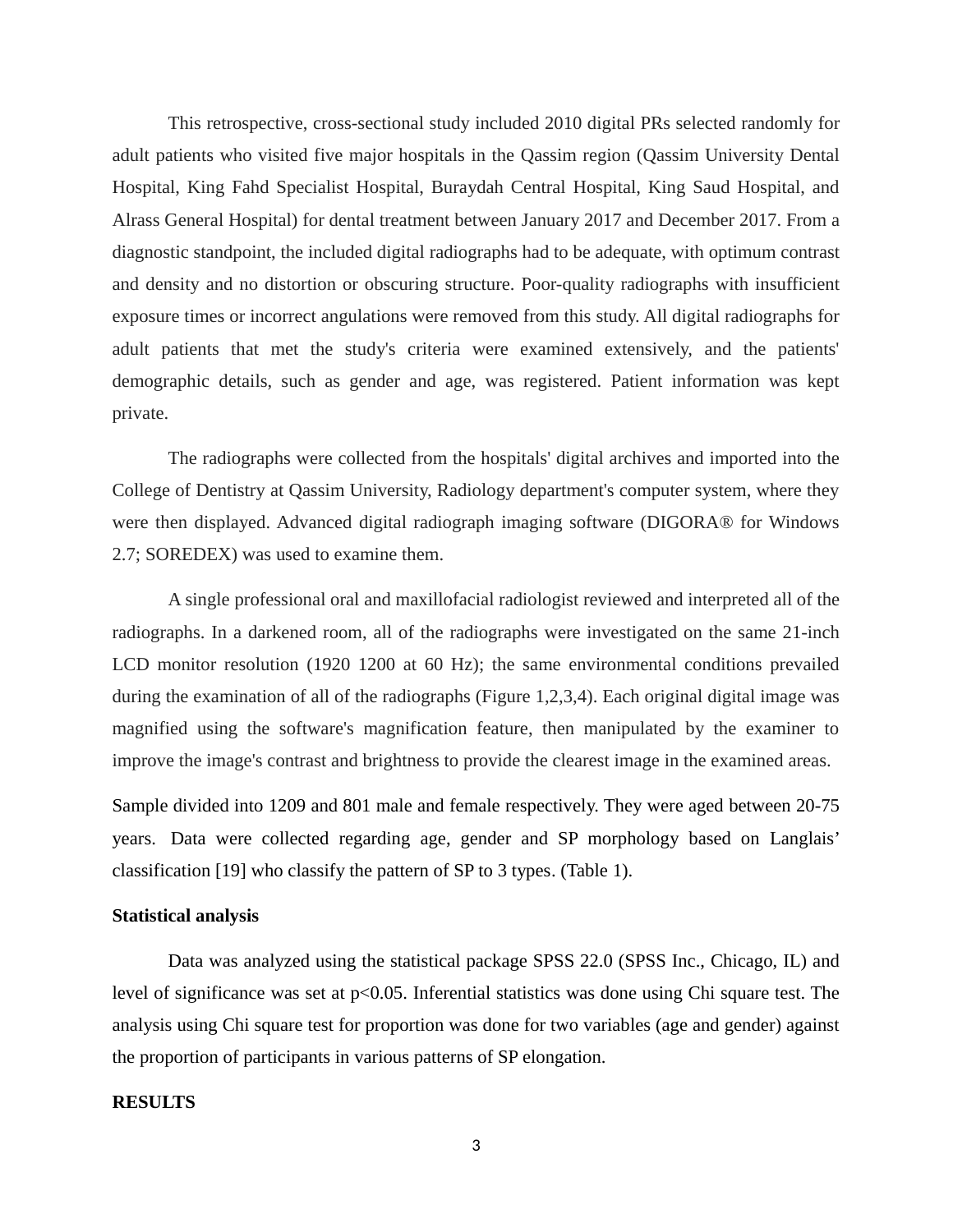This retrospective, cross-sectional study included 2010 digital PRs selected randomly for adult patients who visited five major hospitals in the Qassim region (Qassim University Dental Hospital, King Fahd Specialist Hospital, Buraydah Central Hospital, King Saud Hospital, and Alrass General Hospital) for dental treatment between January 2017 and December 2017. From a diagnostic standpoint, the included digital radiographs had to be adequate, with optimum contrast and density and no distortion or obscuring structure. Poor-quality radiographs with insufficient exposure times or incorrect angulations were removed from this study. All digital radiographs for adult patients that met the study's criteria were examined extensively, and the patients' demographic details, such as gender and age, was registered. Patient information was kept private.

The radiographs were collected from the hospitals' digital archives and imported into the College of Dentistry at Qassim University, Radiology department's computer system, where they were then displayed. Advanced digital radiograph imaging software (DIGORA® for Windows 2.7; SOREDEX) was used to examine them.

A single professional oral and maxillofacial radiologist reviewed and interpreted all of the radiographs. In a darkened room, all of the radiographs were investigated on the same 21-inch LCD monitor resolution (1920 1200 at 60 Hz); the same environmental conditions prevailed during the examination of all of the radiographs (Figure 1,2,3,4). Each original digital image was magnified using the software's magnification feature, then manipulated by the examiner to improve the image's contrast and brightness to provide the clearest image in the examined areas.

Sample divided into 1209 and 801 male and female respectively. They were aged between 20-75 years. Data were collected regarding age, gender and SP morphology based on Langlais' classification [19] who classify the pattern of SP to 3 types. (Table 1).

**Statistical analysis**

Data was analyzed using the statistical package SPSS 22.0 (SPSS Inc., Chicago, IL) and level of significance was set at $p<0.05$. Inferential statistics was done using Chi square test. The analysis using Chi square test for proportion was done for two variables (age and gender) against the proportion of participants in various patterns of SP elongation.

**RESULTS**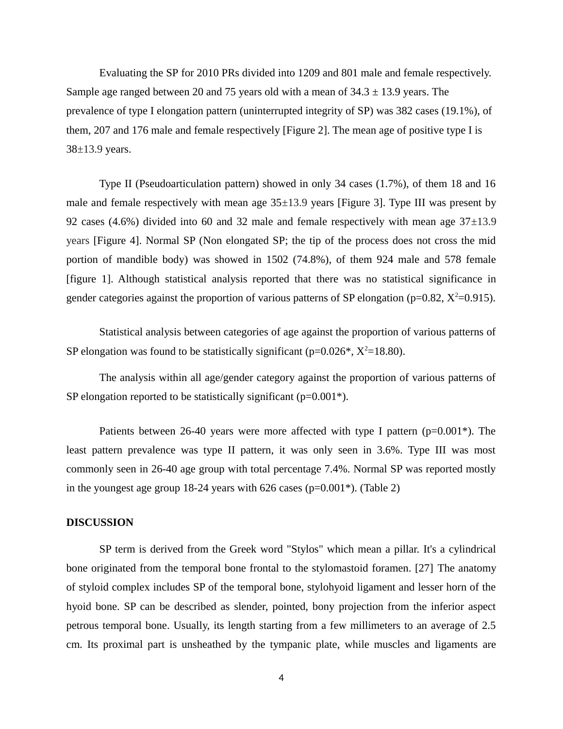Evaluating the SP for 2010 PRs divided into 1209 and 801 male and female respectively. Sample age ranged between 20 and 75 years old with a mean of 34.3 ± 13.9 years. The prevalence of type I elongation pattern (uninterrupted integrity of SP) was 382 cases (19.1%), of them, 207 and 176 male and female respectively [Figure 2]. The mean age of positive type I is 38±13.9 years.

Type II (Pseudoarticulation pattern) showed in only 34 cases (1.7%), of them 18 and 16 male and female respectively with mean age 35±13.9 years [Figure 3]. Type III was present by 92 cases (4.6%) divided into 60 and 32 male and female respectively with mean age 37±13.9 years [Figure 4]. Normal SP (Non elongated SP; the tip of the process does not cross the mid portion of mandible body) was showed in 1502 (74.8%), of them 924 male and 578 female [figure 1]. Although statistical analysis reported that there was no statistical significance in gender categories against the proportion of various patterns of SP elongation ($p=0.82$, $X^2=0.915$).

Statistical analysis between categories of age against the proportion of various patterns of SP elongation was found to be statistically significant ($p=0.026$*, $X^2=18.80$).

The analysis within all age/gender category against the proportion of various patterns of SP elongation reported to be statistically significant ($p=0.001$*).

Patients between 26-40 years were more affected with type I pattern ($p=0.001$*). The least pattern prevalence was type II pattern, it was only seen in 3.6%. Type III was most commonly seen in 26-40 age group with total percentage 7.4%. Normal SP was reported mostly in the youngest age group 18-24 years with 626 cases ($p=0.001$*). (Table 2)

## DISCUSSION

SP term is derived from the Greek word "Stylos" which mean a pillar. It's a cylindrical bone originated from the temporal bone frontal to the stylomastoid foramen. [27] The anatomy of styloid complex includes SP of the temporal bone, stylohyoid ligament and lesser horn of the hyoid bone. SP can be described as slender, pointed, bony projection from the inferior aspect petrous temporal bone. Usually, its length starting from a few millimeters to an average of 2.5 cm. Its proximal part is unsheathed by the tympanic plate, while muscles and ligaments are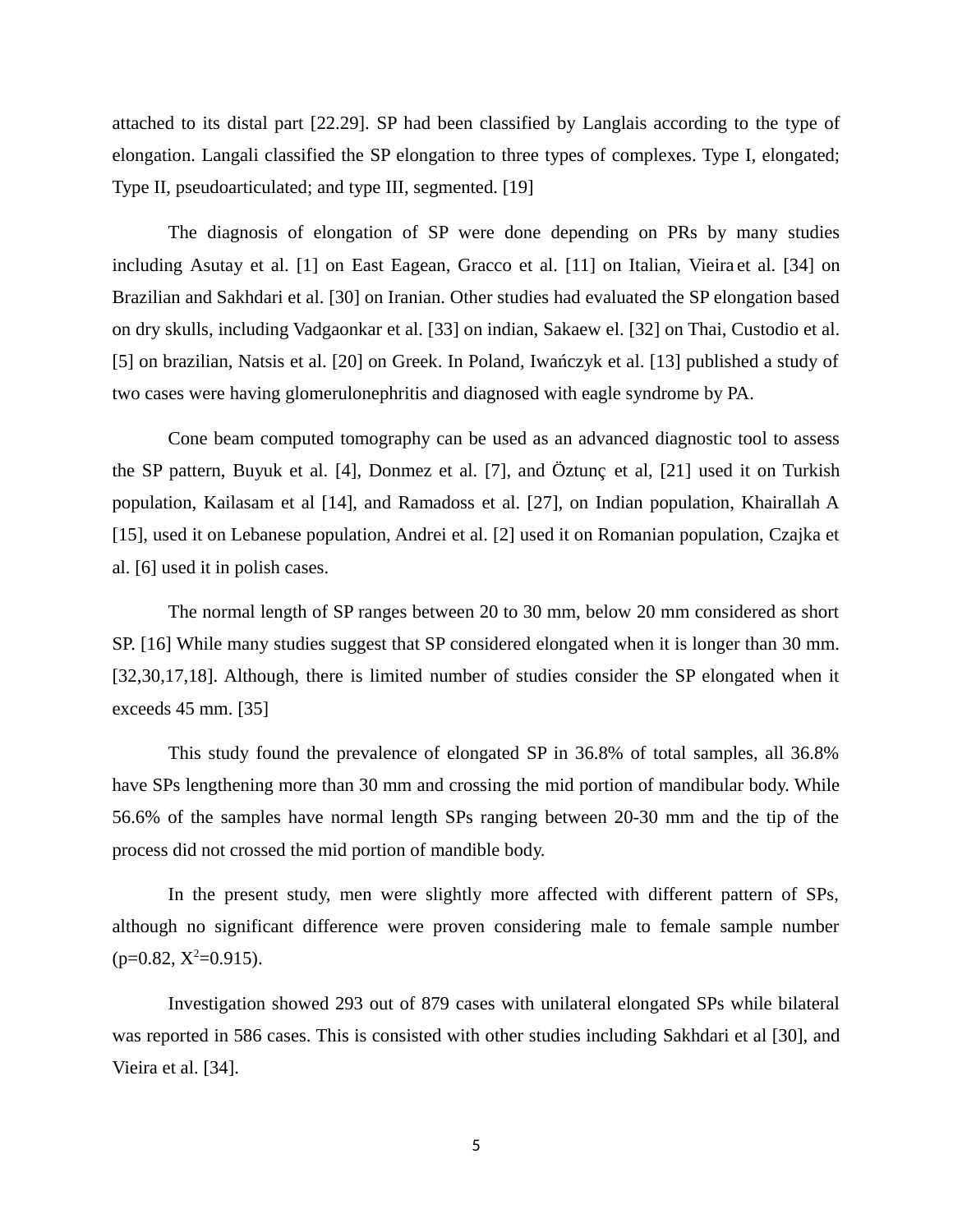attached to its distal part [22.29]. SP had been classified by Langlais according to the type of elongation. Langali classified the SP elongation to three types of complexes. Type I, elongated; Type II, pseudoarticulated; and type III, segmented. [19]

The diagnosis of elongation of SP were done depending on PRs by many studies including Asutay et al. [1] on East Eagean, Gracco et al. [11] on Italian, Vieira et al. [34] on Brazilian and Sakhdari et al. [30] on Iranian. Other studies had evaluated the SP elongation based on dry skulls, including Vadgaonkar et al. [33] on indian, Sakaew el. [32] on Thai, Custodio et al. [5] on brazilian, Natsis et al. [20] on Greek. In Poland, Iwańczyk et al. [13] published a study of two cases were having glomerulonephritis and diagnosed with eagle syndrome by PA.

Cone beam computed tomography can be used as an advanced diagnostic tool to assess the SP pattern, Buyuk et al. [4], Donmez et al. [7], and Öztunç et al, [21] used it on Turkish population, Kailasam et al [14], and Ramadoss et al. [27], on Indian population, Khairallah A [15], used it on Lebanese population, Andrei et al. [2] used it on Romanian population, Czajka et al. [6] used it in polish cases.

The normal length of SP ranges between 20 to 30 mm, below 20 mm considered as short SP. [16] While many studies suggest that SP considered elongated when it is longer than 30 mm. [32,30,17,18]. Although, there is limited number of studies consider the SP elongated when it exceeds 45 mm. [35]

This study found the prevalence of elongated SP in 36.8% of total samples, all 36.8% have SPs lengthening more than 30 mm and crossing the mid portion of mandibular body. While 56.6% of the samples have normal length SPs ranging between 20-30 mm and the tip of the process did not crossed the mid portion of mandible body.

In the present study, men were slightly more affected with different pattern of SPs, although no significant difference were proven considering male to female sample number ($p=0.82$, $X^2=0.915$).

Investigation showed 293 out of 879 cases with unilateral elongated SPs while bilateral was reported in 586 cases. This is consisted with other studies including Sakhdari et al [30], and Vieira et al. [34].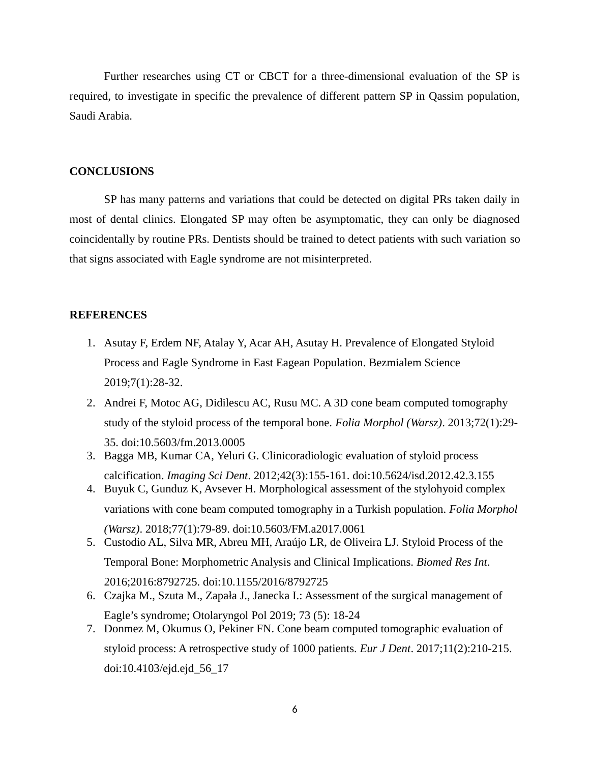Further researches using CT or CBCT for a three-dimensional evaluation of the SP is required, to investigate in specific the prevalence of different pattern SP in Qassim population, Saudi Arabia.

## CONCLUSIONS

SP has many patterns and variations that could be detected on digital PRs taken daily in most of dental clinics. Elongated SP may often be asymptomatic, they can only be diagnosed coincidentally by routine PRs. Dentists should be trained to detect patients with such variation so that signs associated with Eagle syndrome are not misinterpreted.

## REFERENCES

1. Asutay F, Erdem NF, Atalay Y, Acar AH, Asutay H. Prevalence of Elongated Styloid Process and Eagle Syndrome in East Eagean Population. Bezmialem Science 2019;7(1):28-32.
2. Andrei F, Motoc AG, Didilescu AC, Rusu MC. A 3D cone beam computed tomography study of the styloid process of the temporal bone. *Folia Morphol (Warsz)*. 2013;72(1):29-35. doi:10.5603/fm.2013.0005
3. Bagga MB, Kumar CA, Yeluri G. Clinicoradiologic evaluation of styloid process calcification. *Imaging Sci Dent*. 2012;42(3):155-161. doi:10.5624/isd.2012.42.3.155
4. Buyuk C, Gunduz K, Avsever H. Morphological assessment of the stylohyoid complex variations with cone beam computed tomography in a Turkish population. *Folia Morphol (Warsz)*. 2018;77(1):79-89. doi:10.5603/FM.a2017.0061
5. Custodio AL, Silva MR, Abreu MH, Araújo LR, de Oliveira LJ. Styloid Process of the Temporal Bone: Morphometric Analysis and Clinical Implications. *Biomed Res Int*. 2016;2016:8792725. doi:10.1155/2016/8792725
6. Czajka M., Szuta M., Zapała J., Janecka I.: Assessment of the surgical management of Eagle's syndrome; Otolaryngol Pol 2019; 73 (5): 18-24
7. Donmez M, Okumus O, Pekiner FN. Cone beam computed tomographic evaluation of styloid process: A retrospective study of 1000 patients. *Eur J Dent*. 2017;11(2):210-215. doi:10.4103/ejd.ejd_56_17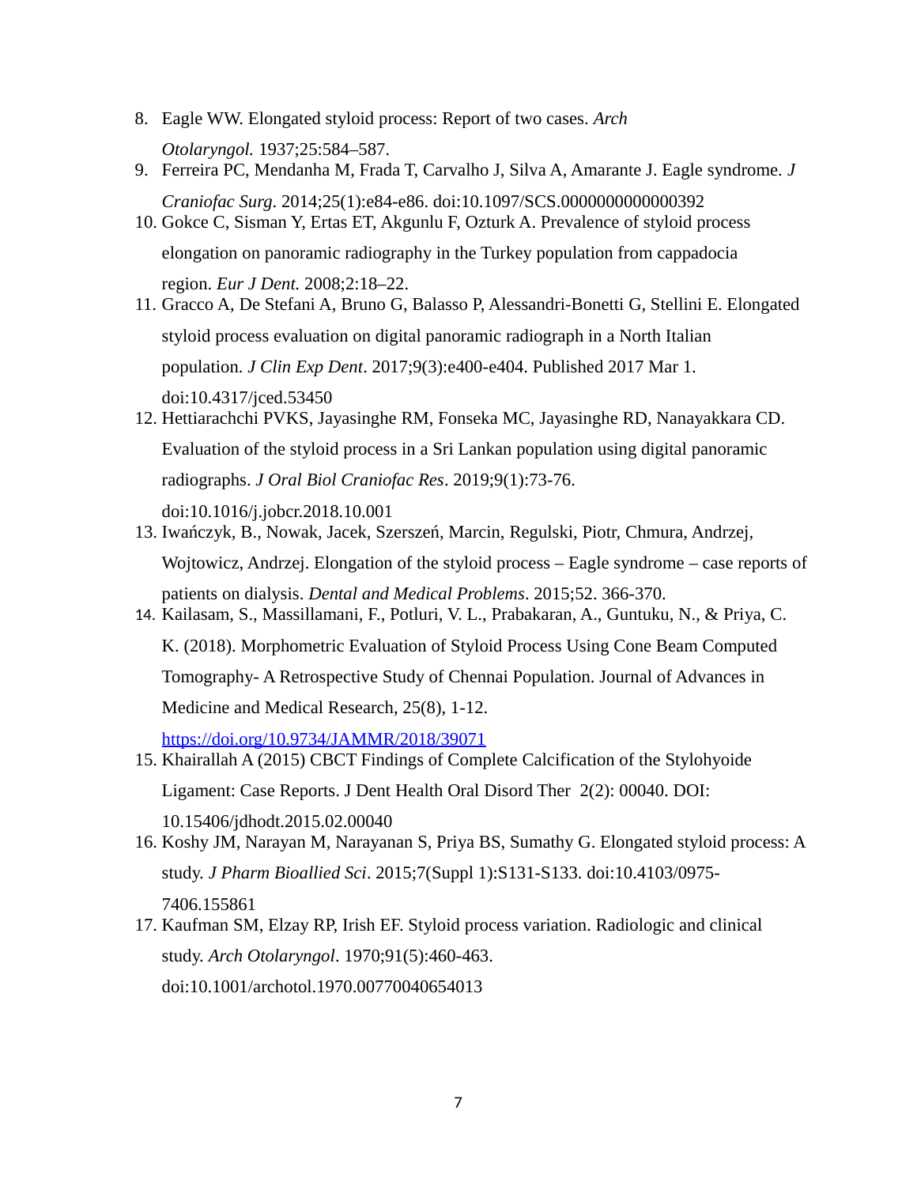8. Eagle WW. Elongated styloid process: Report of two cases. *Arch Otolaryngol.* 1937;25:584–587.
9. Ferreira PC, Mendanha M, Frada T, Carvalho J, Silva A, Amarante J. Eagle syndrome. *J Craniofac Surg*. 2014;25(1):e84-e86. doi:10.1097/SCS.0000000000000392
10. Gokce C, Sisman Y, Ertas ET, Akgunlu F, Ozturk A. Prevalence of styloid process elongation on panoramic radiography in the Turkey population from cappadocia region. *Eur J Dent.* 2008;2:18–22.
11. Gracco A, De Stefani A, Bruno G, Balasso P, Alessandri-Bonetti G, Stellini E. Elongated styloid process evaluation on digital panoramic radiograph in a North Italian population. *J Clin Exp Dent*. 2017;9(3):e400-e404. Published 2017 Mar 1. doi:10.4317/jced.53450
12. Hettiarachchi PVKS, Jayasinghe RM, Fonseka MC, Jayasinghe RD, Nanayakkara CD. Evaluation of the styloid process in a Sri Lankan population using digital panoramic radiographs. *J Oral Biol Craniofac Res*. 2019;9(1):73-76. doi:10.1016/j.jobcr.2018.10.001
13. Iwańczyk, B., Nowak, Jacek, Szerszeń, Marcin, Regulski, Piotr, Chmura, Andrzej, Wojtowicz, Andrzej. Elongation of the styloid process – Eagle syndrome – case reports of patients on dialysis. *Dental and Medical Problems*. 2015;52. 366-370.
14. Kailasam, S., Massillamani, F., Potluri, V. L., Prabakaran, A., Guntuku, N., & Priya, C. K. (2018). Morphometric Evaluation of Styloid Process Using Cone Beam Computed Tomography- A Retrospective Study of Chennai Population. Journal of Advances in Medicine and Medical Research, 25(8), 1-12. https://doi.org/10.9734/JAMMR/2018/39071
15. Khairallah A (2015) CBCT Findings of Complete Calcification of the Stylohyoide Ligament: Case Reports. J Dent Health Oral Disord Ther 2(2): 00040. DOI: 10.15406/jdhodt.2015.02.00040
16. Koshy JM, Narayan M, Narayanan S, Priya BS, Sumathy G. Elongated styloid process: A study. *J Pharm Bioallied Sci*. 2015;7(Suppl 1):S131-S133. doi:10.4103/0975-7406.155861
17. Kaufman SM, Elzay RP, Irish EF. Styloid process variation. Radiologic and clinical study. *Arch Otolaryngol*. 1970;91(5):460-463. doi:10.1001/archotol.1970.00770040654013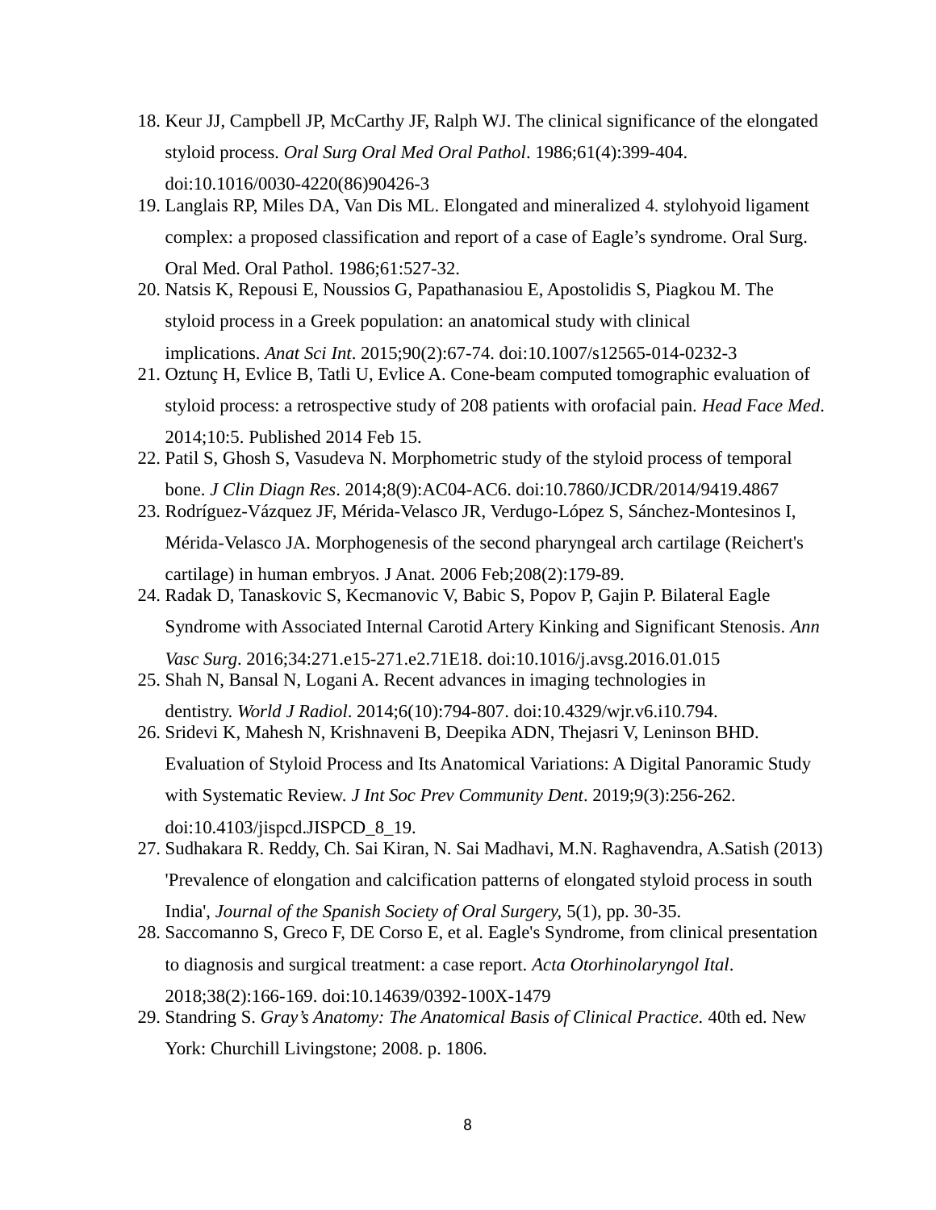18. Keur JJ, Campbell JP, McCarthy JF, Ralph WJ. The clinical significance of the elongated styloid process. *Oral Surg Oral Med Oral Pathol*. 1986;61(4):399-404. doi:10.1016/0030-4220(86)90426-3
19. Langlais RP, Miles DA, Van Dis ML. Elongated and mineralized 4. stylohyoid ligament complex: a proposed classification and report of a case of Eagle's syndrome. Oral Surg. Oral Med. Oral Pathol. 1986;61:527-32.
20. Natsis K, Repousi E, Noussios G, Papathanasiou E, Apostolidis S, Piagkou M. The styloid process in a Greek population: an anatomical study with clinical implications. *Anat Sci Int*. 2015;90(2):67-74. doi:10.1007/s12565-014-0232-3
21. Oztunç H, Evlice B, Tatli U, Evlice A. Cone-beam computed tomographic evaluation of styloid process: a retrospective study of 208 patients with orofacial pain. *Head Face Med*. 2014;10:5. Published 2014 Feb 15.
22. Patil S, Ghosh S, Vasudeva N. Morphometric study of the styloid process of temporal bone. *J Clin Diagn Res*. 2014;8(9):AC04-AC6. doi:10.7860/JCDR/2014/9419.4867
23. Rodríguez-Vázquez JF, Mérida-Velasco JR, Verdugo-López S, Sánchez-Montesinos I, Mérida-Velasco JA. Morphogenesis of the second pharyngeal arch cartilage (Reichert's cartilage) in human embryos. J Anat. 2006 Feb;208(2):179-89.
24. Radak D, Tanaskovic S, Kecmanovic V, Babic S, Popov P, Gajin P. Bilateral Eagle Syndrome with Associated Internal Carotid Artery Kinking and Significant Stenosis. *Ann Vasc Surg*. 2016;34:271.e15-271.e2.71E18. doi:10.1016/j.avsg.2016.01.015
25. Shah N, Bansal N, Logani A. Recent advances in imaging technologies in dentistry. *World J Radiol*. 2014;6(10):794-807. doi:10.4329/wjr.v6.i10.794.
26. Sridevi K, Mahesh N, Krishnaveni B, Deepika ADN, Thejasri V, Leninson BHD. Evaluation of Styloid Process and Its Anatomical Variations: A Digital Panoramic Study with Systematic Review. *J Int Soc Prev Community Dent*. 2019;9(3):256-262. doi:10.4103/jispcd.JISPCD_8_19.
27. Sudhakara R. Reddy, Ch. Sai Kiran, N. Sai Madhavi, M.N. Raghavendra, A.Satish (2013) 'Prevalence of elongation and calcification patterns of elongated styloid process in south India', *Journal of the Spanish Society of Oral Surgery,* 5(1), pp. 30-35.
28. Saccomanno S, Greco F, DE Corso E, et al. Eagle's Syndrome, from clinical presentation to diagnosis and surgical treatment: a case report. *Acta Otorhinolaryngol Ital*. 2018;38(2):166-169. doi:10.14639/0392-100X-1479
29. Standring S. *Gray's Anatomy: The Anatomical Basis of Clinical Practice.* 40th ed. New York: Churchill Livingstone; 2008. p. 1806.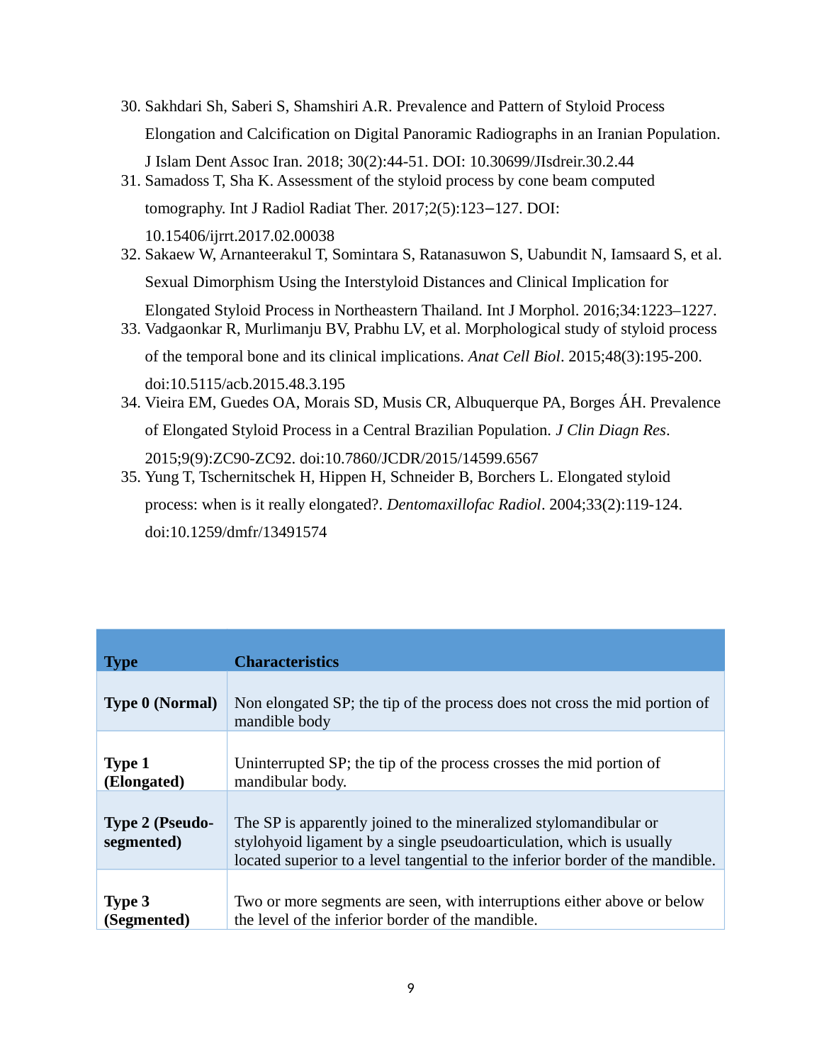30. Sakhdari Sh, Saberi S, Shamshiri A.R. Prevalence and Pattern of Styloid Process Elongation and Calcification on Digital Panoramic Radiographs in an Iranian Population. J Islam Dent Assoc Iran. 2018; 30(2):44-51. DOI: 10.30699/JIsdreir.30.2.44
31. Samadoss T, Sha K. Assessment of the styloid process by cone beam computed tomography. Int J Radiol Radiat Ther. 2017;2(5):123−127. DOI: 10.15406/ijrrt.2017.02.00038
32. Sakaew W, Arnanteerakul T, Somintara S, Ratanasuwon S, Uabundit N, Iamsaard S, et al. Sexual Dimorphism Using the Interstyloid Distances and Clinical Implication for Elongated Styloid Process in Northeastern Thailand. Int J Morphol. 2016;34:1223–1227.
33. Vadgaonkar R, Murlimanju BV, Prabhu LV, et al. Morphological study of styloid process of the temporal bone and its clinical implications. *Anat Cell Biol*. 2015;48(3):195-200. doi:10.5115/acb.2015.48.3.195
34. Vieira EM, Guedes OA, Morais SD, Musis CR, Albuquerque PA, Borges ÁH. Prevalence of Elongated Styloid Process in a Central Brazilian Population. *J Clin Diagn Res*. 2015;9(9):ZC90-ZC92. doi:10.7860/JCDR/2015/14599.6567
35. Yung T, Tschernitschek H, Hippen H, Schneider B, Borchers L. Elongated styloid process: when is it really elongated?. *Dentomaxillofac Radiol*. 2004;33(2):119-124. doi:10.1259/dmfr/13491574

| Type | Characteristics |
|---|---|
| **Type 0 (Normal)** | Non elongated SP; the tip of the process does not cross the mid portion of mandible body |
| **Type 1 (Elongated)** | Uninterrupted SP; the tip of the process crosses the mid portion of mandibular body. |
| **Type 2 (Pseudo-segmented)** | The SP is apparently joined to the mineralized stylomandibular or stylohyoid ligament by a single pseudoarticulation, which is usually located superior to a level tangential to the inferior border of the mandible. |
| **Type 3 (Segmented)** | Two or more segments are seen, with interruptions either above or below the level of the inferior border of the mandible. |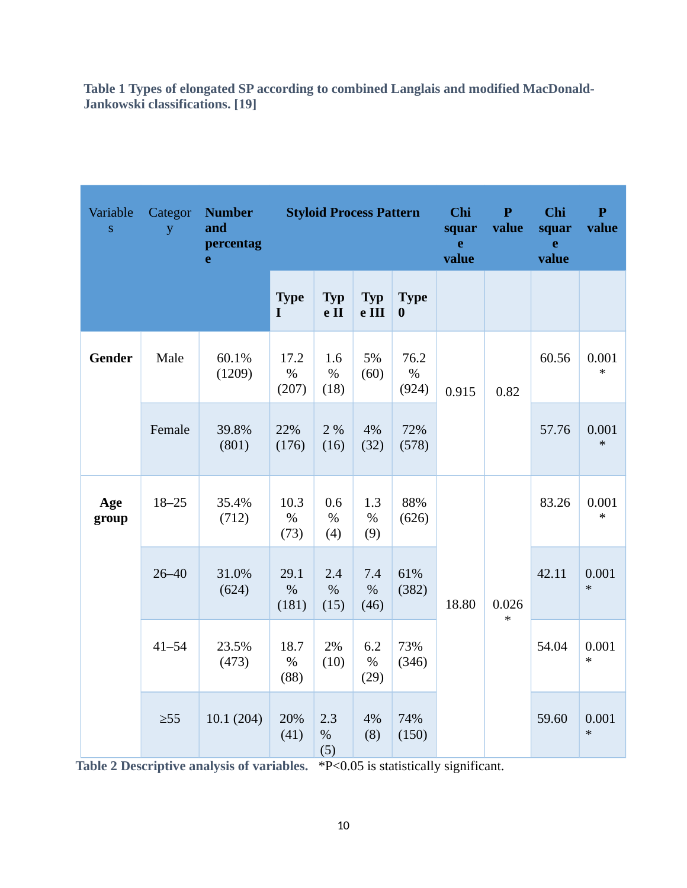**Table 1 Types of elongated SP according to combined Langlais and modified MacDonald-Jankowski classifications. [19]**

| Variables | Category | Number and percentage | Styloid Process Pattern | | | | Chi square value | P value | Chi square value | P value |
|---|---|---|---|---|---|---|---|---|---|---|
| | | | Type I | Type II | Type III | Type 0 | | | | |
| **Gender** | Male | 60.1% (1209) | 17.2 % (207) | 1.6 % (18) | 5% (60) | 76.2 % (924) | 0.915 | 0.82 | 60.56 | 0.001 * |
| | Female | 39.8% (801) | 22% (176) | 2 % (16) | 4% (32) | 72% (578) | | | 57.76 | 0.001 * |
| **Age group** | 18–25 | 35.4% (712) | 10.3 % (73) | 0.6 % (4) | 1.3 % (9) | 88% (626) | 18.80 | 0.026 * | 83.26 | 0.001 * |
| | 26–40 | 31.0% (624) | 29.1 % (181) | 2.4 % (15) | 7.4 % (46) | 61% (382) | | | 42.11 | 0.001 * |
| | 41–54 | 23.5% (473) | 18.7 % (88) | 2% (10) | 6.2 % (29) | 73% (346) | | | 54.04 | 0.001 * |
| | ≥55 | 10.1 (204) | 20% (41) | 2.3 % (5) | 4% (8) | 74% (150) | | | 59.60 | 0.001 * |

**Table 2 Descriptive analysis of variables.** *P<0.05 is statistically significant.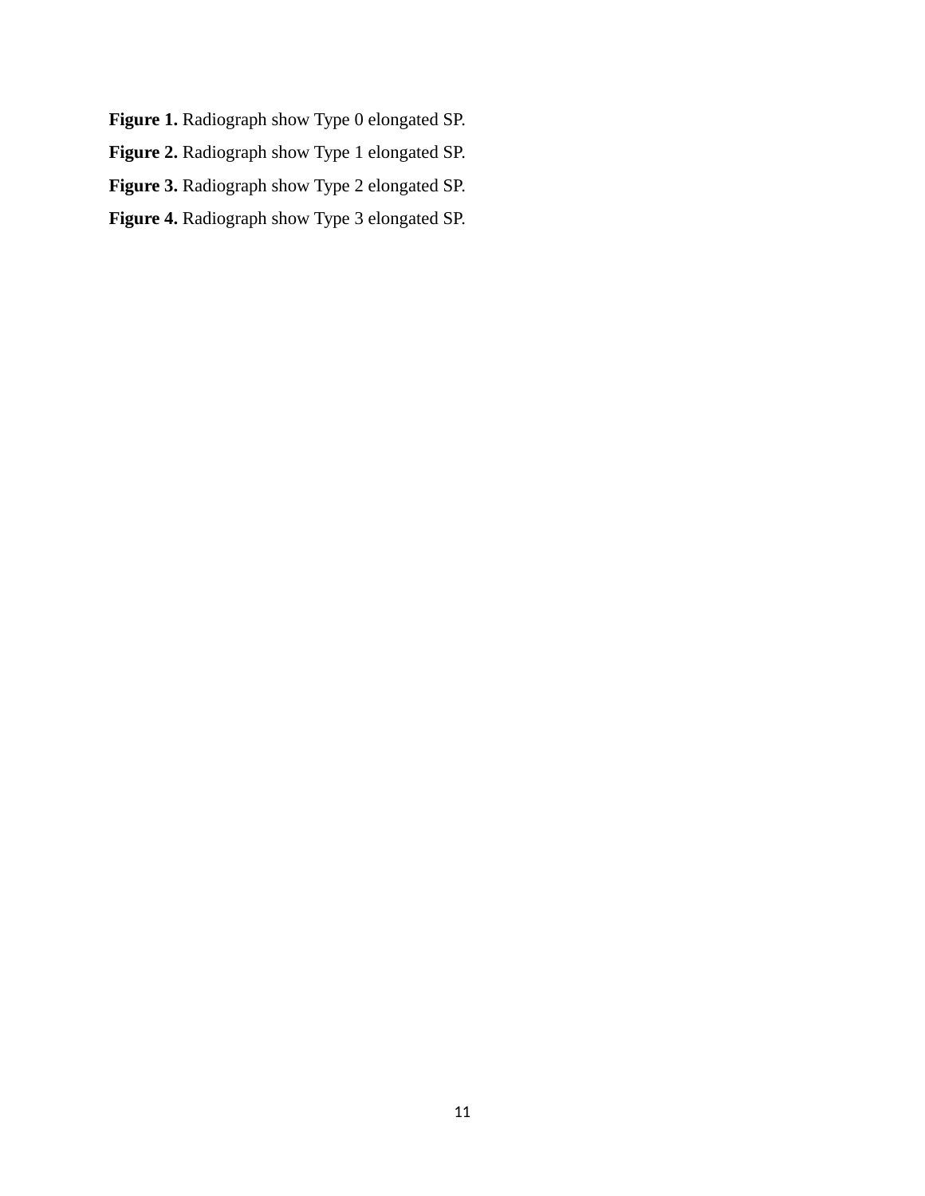**Figure 1.** Radiograph show Type 0 elongated SP.

**Figure 2.** Radiograph show Type 1 elongated SP.

**Figure 3.** Radiograph show Type 2 elongated SP.

**Figure 4.** Radiograph show Type 3 elongated SP.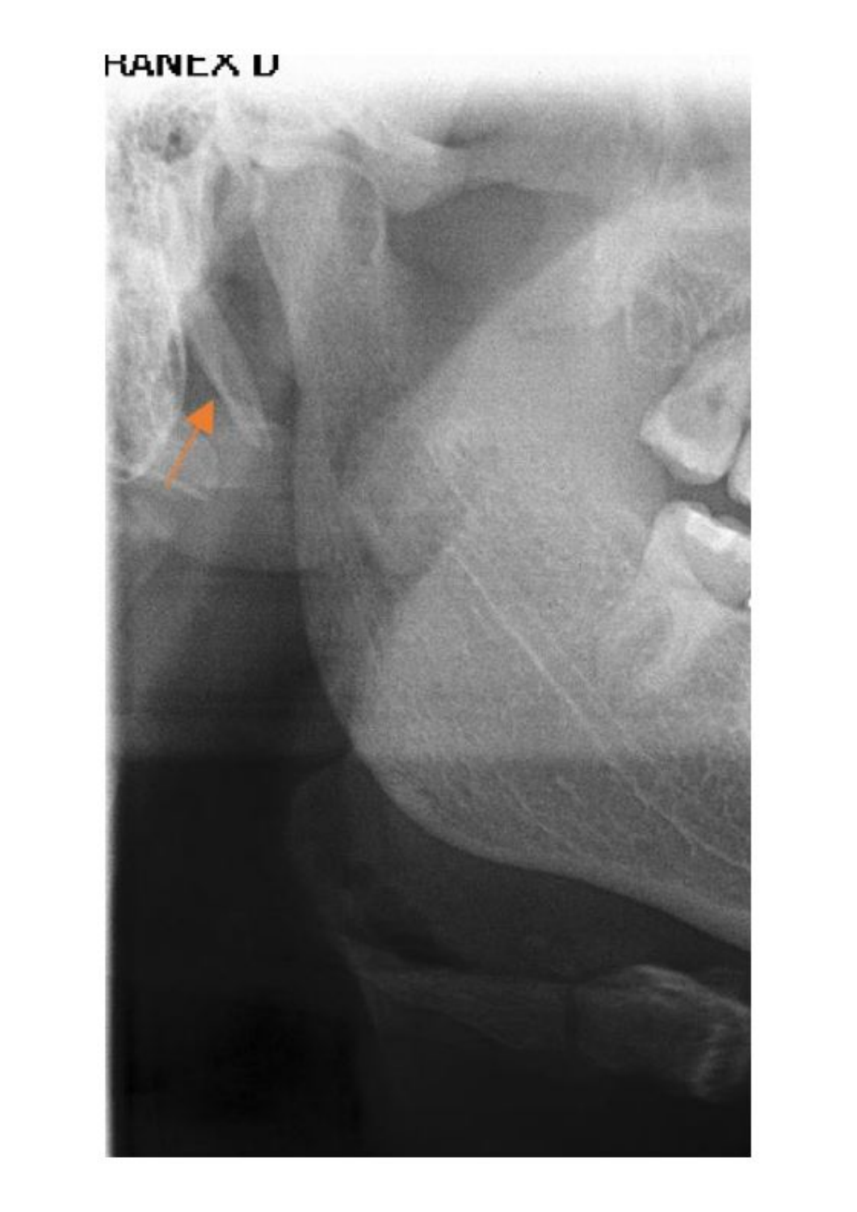RANEX D